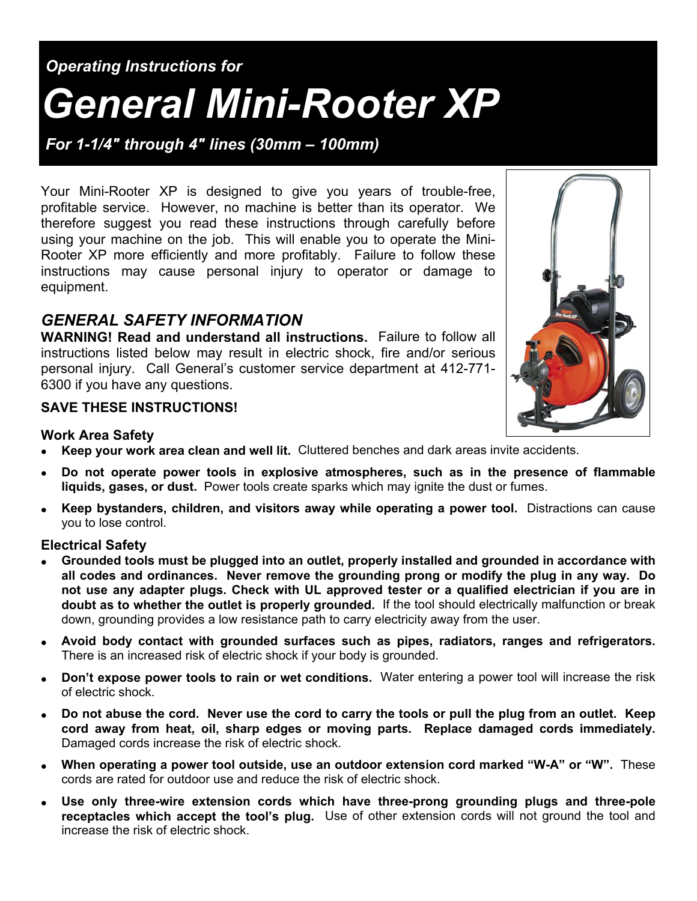*Operating Instructions for*

# *General Mini-Rooter XP*

*For 1-1/4" through 4" lines (30mm – 100mm)*

Your Mini-Rooter XP is designed to give you years of trouble-free, profitable service. However, no machine is better than its operator. We therefore suggest you read these instructions through carefully before using your machine on the job. This will enable you to operate the Mini-Rooter XP more efficiently and more profitably. Failure to follow these instructions may cause personal injury to operator or damage to equipment.

## *GENERAL SAFETY INFORMATION*

**WARNING! Read and understand all instructions.** Failure to follow all instructions listed below may result in electric shock, fire and/or serious personal injury. Call General's customer service department at 412-771-6300 if you have any questions.

**SAVE THESE INSTRUCTIONS!**

### Work Area Safety

- **Keep your work area clean and well lit.** Cluttered benches and dark areas invite accidents.
- **Do not operate power tools in explosive atmospheres, such as in the presence of flammable liquids, gases, or dust.** Power tools create sparks which may ignite the dust or fumes.
- **Keep bystanders, children, and visitors away while operating a power tool.** Distractions can cause you to lose control.

### Electrical Safety

- **Grounded tools must be plugged into an outlet, properly installed and grounded in accordance with all codes and ordinances. Never remove the grounding prong or modify the plug in any way. Do not use any adapter plugs. Check with UL approved tester or a qualified electrician if you are in doubt as to whether the outlet is properly grounded.** If the tool should electrically malfunction or break down, grounding provides a low resistance path to carry electricity away from the user.
- **Avoid body contact with grounded surfaces such as pipes, radiators, ranges and refrigerators.** There is an increased risk of electric shock if your body is grounded.
- **Don't expose power tools to rain or wet conditions.** Water entering a power tool will increase the risk of electric shock.
- **Do not abuse the cord. Never use the cord to carry the tools or pull the plug from an outlet. Keep cord away from heat, oil, sharp edges or moving parts. Replace damaged cords immediately.** Damaged cords increase the risk of electric shock.
- **When operating a power tool outside, use an outdoor extension cord marked "W-A" or "W".** These cords are rated for outdoor use and reduce the risk of electric shock.
- **Use only three-wire extension cords which have three-prong grounding plugs and three-pole receptacles which accept the tool's plug.** Use of other extension cords will not ground the tool and increase the risk of electric shock.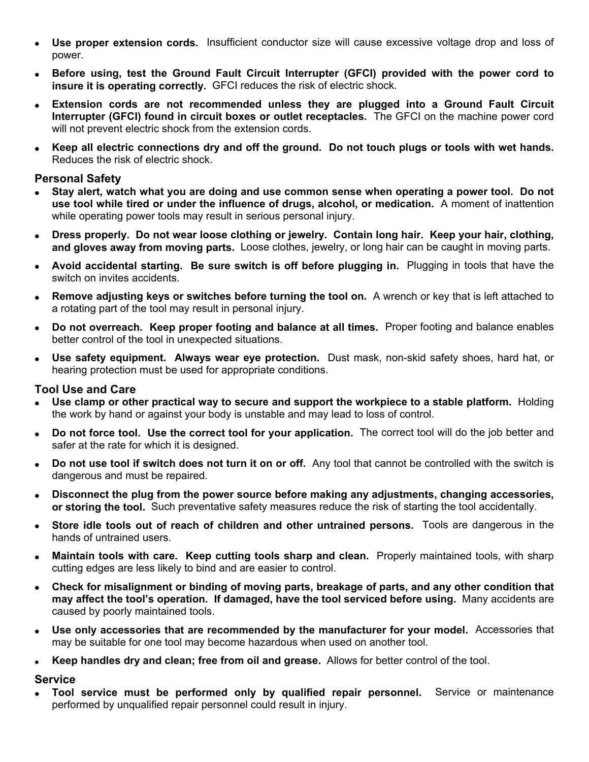- **Use proper extension cords.** Insufficient conductor size will cause excessive voltage drop and loss of power.
- **Before using, test the Ground Fault Circuit Interrupter (GFCI) provided with the power cord to insure it is operating correctly.** GFCI reduces the risk of electric shock.
- **Extension cords are not recommended unless they are plugged into a Ground Fault Circuit Interrupter (GFCI) found in circuit boxes or outlet receptacles.** The GFCI on the machine power cord will not prevent electric shock from the extension cords.
- **Keep all electric connections dry and off the ground. Do not touch plugs or tools with wet hands.** Reduces the risk of electric shock.

### Personal Safety

- **Stay alert, watch what you are doing and use common sense when operating a power tool. Do not use tool while tired or under the influence of drugs, alcohol, or medication.** A moment of inattention while operating power tools may result in serious personal injury.
- **Dress properly. Do not wear loose clothing or jewelry. Contain long hair. Keep your hair, clothing, and gloves away from moving parts.** Loose clothes, jewelry, or long hair can be caught in moving parts.
- **Avoid accidental starting. Be sure switch is off before plugging in.** Plugging in tools that have the switch on invites accidents.
- **Remove adjusting keys or switches before turning the tool on.** A wrench or key that is left attached to a rotating part of the tool may result in personal injury.
- **Do not overreach. Keep proper footing and balance at all times.** Proper footing and balance enables better control of the tool in unexpected situations.
- **Use safety equipment. Always wear eye protection.** Dust mask, non-skid safety shoes, hard hat, or hearing protection must be used for appropriate conditions.

### Tool Use and Care

- **Use clamp or other practical way to secure and support the workpiece to a stable platform.** Holding the work by hand or against your body is unstable and may lead to loss of control.
- **Do not force tool. Use the correct tool for your application.** The correct tool will do the job better and safer at the rate for which it is designed.
- **Do not use tool if switch does not turn it on or off.** Any tool that cannot be controlled with the switch is dangerous and must be repaired.
- **Disconnect the plug from the power source before making any adjustments, changing accessories, or storing the tool.** Such preventative safety measures reduce the risk of starting the tool accidentally.
- **Store idle tools out of reach of children and other untrained persons.** Tools are dangerous in the hands of untrained users.
- **Maintain tools with care. Keep cutting tools sharp and clean.** Properly maintained tools, with sharp cutting edges are less likely to bind and are easier to control.
- **Check for misalignment or binding of moving parts, breakage of parts, and any other condition that may affect the tool's operation. If damaged, have the tool serviced before using.** Many accidents are caused by poorly maintained tools.
- **Use only accessories that are recommended by the manufacturer for your model.** Accessories that may be suitable for one tool may become hazardous when used on another tool.
- **Keep handles dry and clean; free from oil and grease.** Allows for better control of the tool.

### Service

- **Tool service must be performed only by qualified repair personnel.** Service or maintenance performed by unqualified repair personnel could result in injury.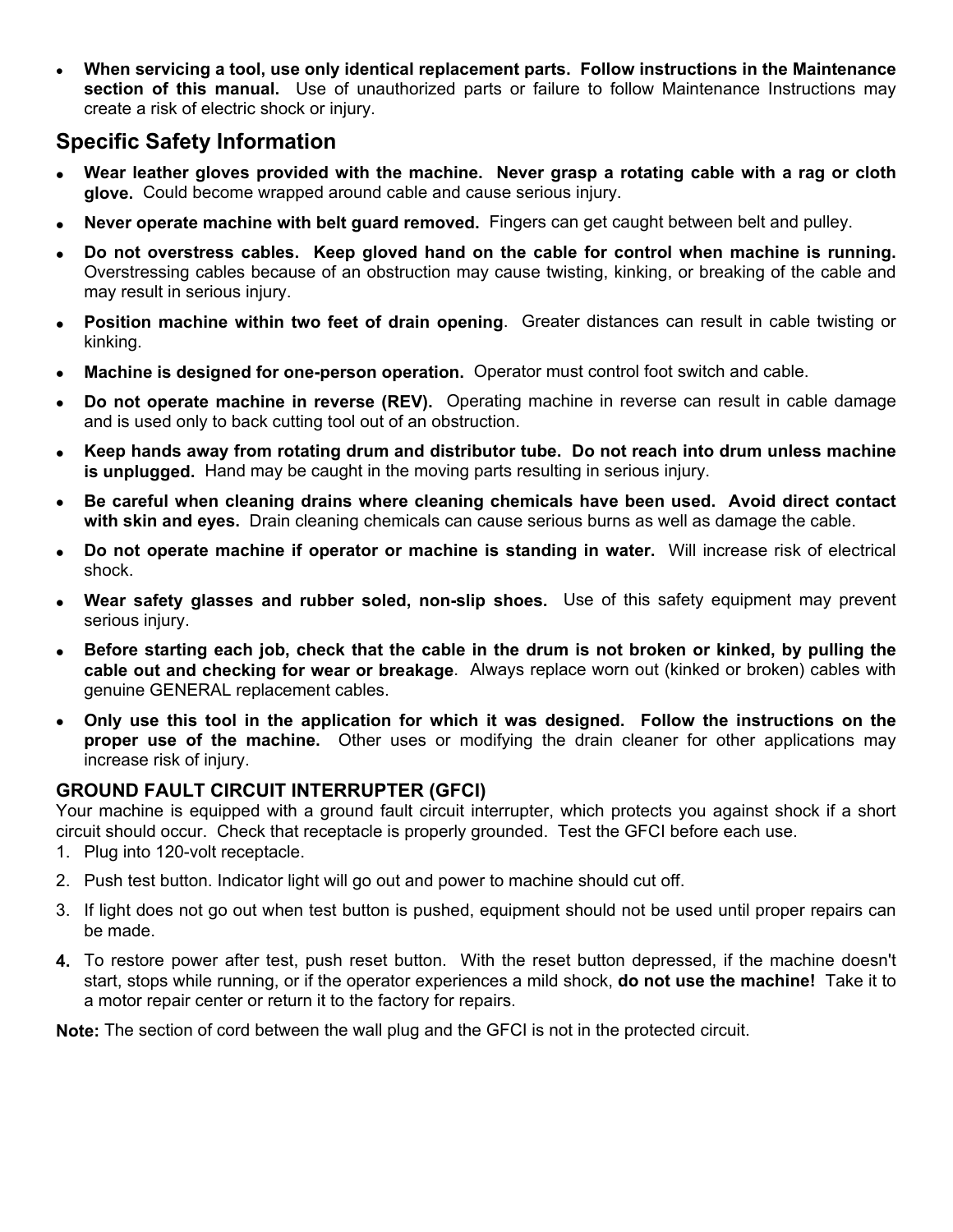- **When servicing a tool, use only identical replacement parts. Follow instructions in the Maintenance section of this manual.** Use of unauthorized parts or failure to follow Maintenance Instructions may create a risk of electric shock or injury.

## Specific Safety Information

- **Wear leather gloves provided with the machine. Never grasp a rotating cable with a rag or cloth glove.** Could become wrapped around cable and cause serious injury.
- **Never operate machine with belt guard removed.** Fingers can get caught between belt and pulley.
- **Do not overstress cables. Keep gloved hand on the cable for control when machine is running.** Overstressing cables because of an obstruction may cause twisting, kinking, or breaking of the cable and may result in serious injury.
- **Position machine within two feet of drain opening**. Greater distances can result in cable twisting or kinking.
- **Machine is designed for one-person operation.** Operator must control foot switch and cable.
- **Do not operate machine in reverse (REV).** Operating machine in reverse can result in cable damage and is used only to back cutting tool out of an obstruction.
- **Keep hands away from rotating drum and distributor tube. Do not reach into drum unless machine is unplugged.** Hand may be caught in the moving parts resulting in serious injury.
- **Be careful when cleaning drains where cleaning chemicals have been used. Avoid direct contact with skin and eyes.** Drain cleaning chemicals can cause serious burns as well as damage the cable.
- **Do not operate machine if operator or machine is standing in water.** Will increase risk of electrical shock.
- **Wear safety glasses and rubber soled, non-slip shoes.** Use of this safety equipment may prevent serious injury.
- **Before starting each job, check that the cable in the drum is not broken or kinked, by pulling the cable out and checking for wear or breakage**. Always replace worn out (kinked or broken) cables with genuine GENERAL replacement cables.
- **Only use this tool in the application for which it was designed. Follow the instructions on the proper use of the machine.** Other uses or modifying the drain cleaner for other applications may increase risk of injury.

### GROUND FAULT CIRCUIT INTERRUPTER (GFCI)

Your machine is equipped with a ground fault circuit interrupter, which protects you against shock if a short circuit should occur. Check that receptacle is properly grounded. Test the GFCI before each use.

1. Plug into 120-volt receptacle.
2. Push test button. Indicator light will go out and power to machine should cut off.
3. If light does not go out when test button is pushed, equipment should not be used until proper repairs can be made.
4. To restore power after test, push reset button. With the reset button depressed, if the machine doesn't start, stops while running, or if the operator experiences a mild shock, **do not use the machine!** Take it to a motor repair center or return it to the factory for repairs.

**Note:** The section of cord between the wall plug and the GFCI is not in the protected circuit.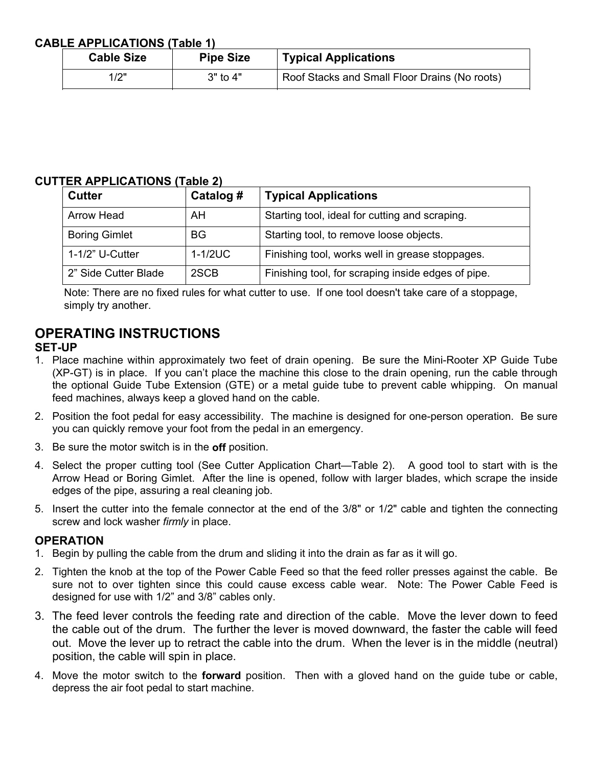**CABLE APPLICATIONS (Table 1)**

| Cable Size | Pipe Size | Typical Applications |
|---|---|---|
| 1/2" | 3" to 4" | Roof Stacks and Small Floor Drains (No roots) |

**CUTTER APPLICATIONS (Table 2)**

| Cutter | Catalog # | Typical Applications |
|---|---|---|
| Arrow Head | AH | Starting tool, ideal for cutting and scraping. |
| Boring Gimlet | BG | Starting tool, to remove loose objects. |
| 1-1/2" U-Cutter | 1-1/2UC | Finishing tool, works well in grease stoppages. |
| 2" Side Cutter Blade | 2SCB | Finishing tool, for scraping inside edges of pipe. |

Note: There are no fixed rules for what cutter to use. If one tool doesn't take care of a stoppage, simply try another.

## OPERATING INSTRUCTIONS

### SET-UP

1. Place machine within approximately two feet of drain opening. Be sure the Mini-Rooter XP Guide Tube (XP-GT) is in place. If you can't place the machine this close to the drain opening, run the cable through the optional Guide Tube Extension (GTE) or a metal guide tube to prevent cable whipping. On manual feed machines, always keep a gloved hand on the cable.
2. Position the foot pedal for easy accessibility. The machine is designed for one-person operation. Be sure you can quickly remove your foot from the pedal in an emergency.
3. Be sure the motor switch is in the **off** position.
4. Select the proper cutting tool (See Cutter Application Chart—Table 2). A good tool to start with is the Arrow Head or Boring Gimlet. After the line is opened, follow with larger blades, which scrape the inside edges of the pipe, assuring a real cleaning job.
5. Insert the cutter into the female connector at the end of the 3/8" or 1/2" cable and tighten the connecting screw and lock washer *firmly* in place.

### OPERATION

1. Begin by pulling the cable from the drum and sliding it into the drain as far as it will go.
2. Tighten the knob at the top of the Power Cable Feed so that the feed roller presses against the cable. Be sure not to over tighten since this could cause excess cable wear. Note: The Power Cable Feed is designed for use with 1/2" and 3/8" cables only.
3. The feed lever controls the feeding rate and direction of the cable. Move the lever down to feed the cable out of the drum. The further the lever is moved downward, the faster the cable will feed out. Move the lever up to retract the cable into the drum. When the lever is in the middle (neutral) position, the cable will spin in place.
4. Move the motor switch to the **forward** position. Then with a gloved hand on the guide tube or cable, depress the air foot pedal to start machine.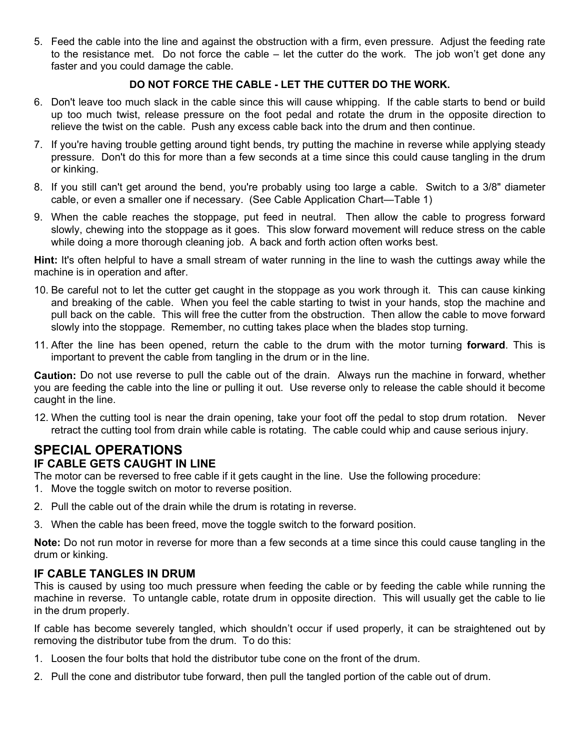5. Feed the cable into the line and against the obstruction with a firm, even pressure. Adjust the feeding rate to the resistance met. Do not force the cable – let the cutter do the work. The job won't get done any faster and you could damage the cable.

**DO NOT FORCE THE CABLE - LET THE CUTTER DO THE WORK.**

6. Don't leave too much slack in the cable since this will cause whipping. If the cable starts to bend or build up too much twist, release pressure on the foot pedal and rotate the drum in the opposite direction to relieve the twist on the cable. Push any excess cable back into the drum and then continue.
7. If you're having trouble getting around tight bends, try putting the machine in reverse while applying steady pressure. Don't do this for more than a few seconds at a time since this could cause tangling in the drum or kinking.
8. If you still can't get around the bend, you're probably using too large a cable. Switch to a 3/8" diameter cable, or even a smaller one if necessary. (See Cable Application Chart—Table 1)
9. When the cable reaches the stoppage, put feed in neutral. Then allow the cable to progress forward slowly, chewing into the stoppage as it goes. This slow forward movement will reduce stress on the cable while doing a more thorough cleaning job. A back and forth action often works best.

**Hint:** It's often helpful to have a small stream of water running in the line to wash the cuttings away while the machine is in operation and after.

10. Be careful not to let the cutter get caught in the stoppage as you work through it. This can cause kinking and breaking of the cable. When you feel the cable starting to twist in your hands, stop the machine and pull back on the cable. This will free the cutter from the obstruction. Then allow the cable to move forward slowly into the stoppage. Remember, no cutting takes place when the blades stop turning.
11. After the line has been opened, return the cable to the drum with the motor turning **forward**. This is important to prevent the cable from tangling in the drum or in the line.

**Caution:** Do not use reverse to pull the cable out of the drain. Always run the machine in forward, whether you are feeding the cable into the line or pulling it out. Use reverse only to release the cable should it become caught in the line.

12. When the cutting tool is near the drain opening, take your foot off the pedal to stop drum rotation. Never retract the cutting tool from drain while cable is rotating. The cable could whip and cause serious injury.

## SPECIAL OPERATIONS

### IF CABLE GETS CAUGHT IN LINE

The motor can be reversed to free cable if it gets caught in the line. Use the following procedure:

1. Move the toggle switch on motor to reverse position.
2. Pull the cable out of the drain while the drum is rotating in reverse.
3. When the cable has been freed, move the toggle switch to the forward position.

**Note:** Do not run motor in reverse for more than a few seconds at a time since this could cause tangling in the drum or kinking.

### IF CABLE TANGLES IN DRUM

This is caused by using too much pressure when feeding the cable or by feeding the cable while running the machine in reverse. To untangle cable, rotate drum in opposite direction. This will usually get the cable to lie in the drum properly.

If cable has become severely tangled, which shouldn't occur if used properly, it can be straightened out by removing the distributor tube from the drum. To do this:

1. Loosen the four bolts that hold the distributor tube cone on the front of the drum.
2. Pull the cone and distributor tube forward, then pull the tangled portion of the cable out of drum.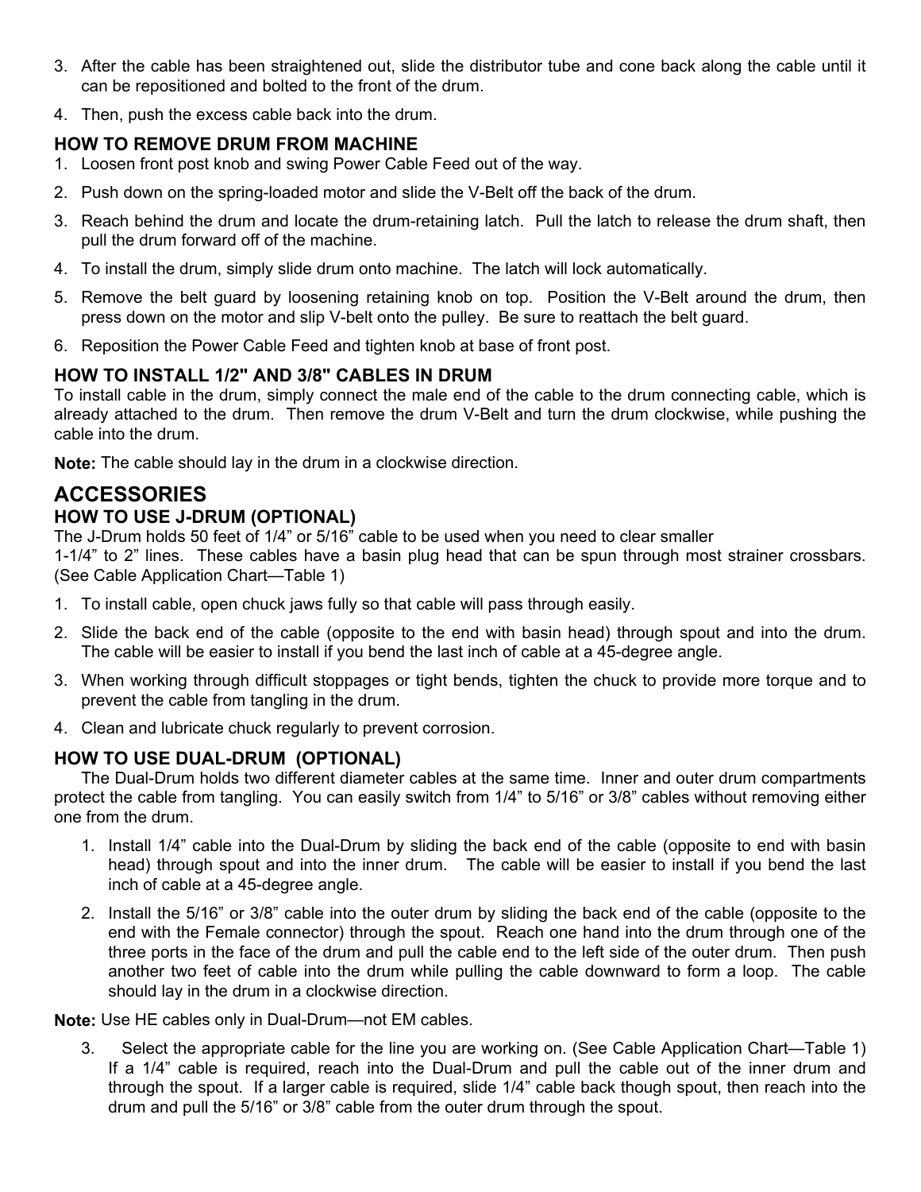3. After the cable has been straightened out, slide the distributor tube and cone back along the cable until it can be repositioned and bolted to the front of the drum.
4. Then, push the excess cable back into the drum.

### HOW TO REMOVE DRUM FROM MACHINE

1. Loosen front post knob and swing Power Cable Feed out of the way.
2. Push down on the spring-loaded motor and slide the V-Belt off the back of the drum.
3. Reach behind the drum and locate the drum-retaining latch. Pull the latch to release the drum shaft, then pull the drum forward off of the machine.
4. To install the drum, simply slide drum onto machine. The latch will lock automatically.
5. Remove the belt guard by loosening retaining knob on top. Position the V-Belt around the drum, then press down on the motor and slip V-belt onto the pulley. Be sure to reattach the belt guard.
6. Reposition the Power Cable Feed and tighten knob at base of front post.

### HOW TO INSTALL 1/2" AND 3/8" CABLES IN DRUM

To install cable in the drum, simply connect the male end of the cable to the drum connecting cable, which is already attached to the drum. Then remove the drum V-Belt and turn the drum clockwise, while pushing the cable into the drum.

**Note:** The cable should lay in the drum in a clockwise direction.

## ACCESSORIES

### HOW TO USE J-DRUM (OPTIONAL)

The J-Drum holds 50 feet of 1/4" or 5/16" cable to be used when you need to clear smaller 1-1/4" to 2" lines. These cables have a basin plug head that can be spun through most strainer crossbars. (See Cable Application Chart—Table 1)

1. To install cable, open chuck jaws fully so that cable will pass through easily.
2. Slide the back end of the cable (opposite to the end with basin head) through spout and into the drum. The cable will be easier to install if you bend the last inch of cable at a 45-degree angle.
3. When working through difficult stoppages or tight bends, tighten the chuck to provide more torque and to prevent the cable from tangling in the drum.
4. Clean and lubricate chuck regularly to prevent corrosion.

### HOW TO USE DUAL-DRUM (OPTIONAL)

The Dual-Drum holds two different diameter cables at the same time. Inner and outer drum compartments protect the cable from tangling. You can easily switch from 1/4" to 5/16" or 3/8" cables without removing either one from the drum.

1. Install 1/4" cable into the Dual-Drum by sliding the back end of the cable (opposite to end with basin head) through spout and into the inner drum. The cable will be easier to install if you bend the last inch of cable at a 45-degree angle.
2. Install the 5/16" or 3/8" cable into the outer drum by sliding the back end of the cable (opposite to the end with the Female connector) through the spout. Reach one hand into the drum through one of the three ports in the face of the drum and pull the cable end to the left side of the outer drum. Then push another two feet of cable into the drum while pulling the cable downward to form a loop. The cable should lay in the drum in a clockwise direction.

**Note:** Use HE cables only in Dual-Drum—not EM cables.

3. Select the appropriate cable for the line you are working on. (See Cable Application Chart—Table 1) If a 1/4" cable is required, reach into the Dual-Drum and pull the cable out of the inner drum and through the spout. If a larger cable is required, slide 1/4" cable back though spout, then reach into the drum and pull the 5/16" or 3/8" cable from the outer drum through the spout.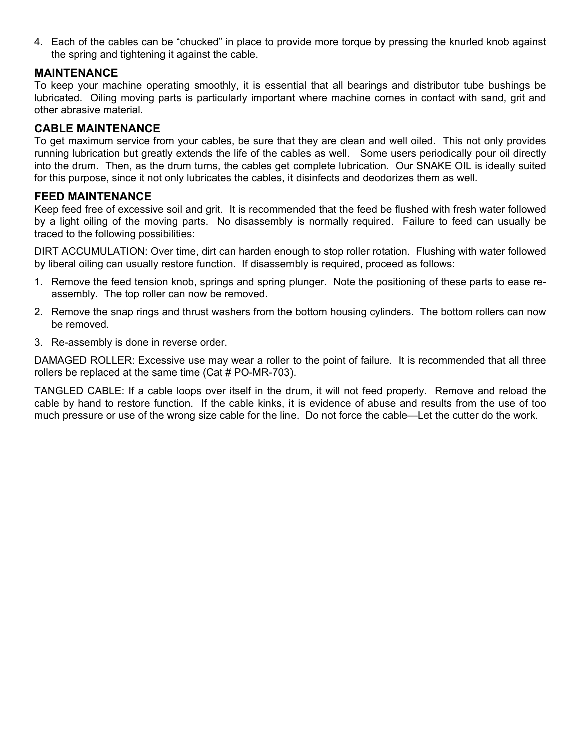4. Each of the cables can be “chucked” in place to provide more torque by pressing the knurled knob against the spring and tightening it against the cable.

## MAINTENANCE

To keep your machine operating smoothly, it is essential that all bearings and distributor tube bushings be lubricated. Oiling moving parts is particularly important where machine comes in contact with sand, grit and other abrasive material.

## CABLE MAINTENANCE

To get maximum service from your cables, be sure that they are clean and well oiled. This not only provides running lubrication but greatly extends the life of the cables as well. Some users periodically pour oil directly into the drum. Then, as the drum turns, the cables get complete lubrication. Our SNAKE OIL is ideally suited for this purpose, since it not only lubricates the cables, it disinfects and deodorizes them as well.

## FEED MAINTENANCE

Keep feed free of excessive soil and grit. It is recommended that the feed be flushed with fresh water followed by a light oiling of the moving parts. No disassembly is normally required. Failure to feed can usually be traced to the following possibilities:

DIRT ACCUMULATION: Over time, dirt can harden enough to stop roller rotation. Flushing with water followed by liberal oiling can usually restore function. If disassembly is required, proceed as follows:

1. Remove the feed tension knob, springs and spring plunger. Note the positioning of these parts to ease re-assembly. The top roller can now be removed.
2. Remove the snap rings and thrust washers from the bottom housing cylinders. The bottom rollers can now be removed.
3. Re-assembly is done in reverse order.

DAMAGED ROLLER: Excessive use may wear a roller to the point of failure. It is recommended that all three rollers be replaced at the same time (Cat # PO-MR-703).

TANGLED CABLE: If a cable loops over itself in the drum, it will not feed properly. Remove and reload the cable by hand to restore function. If the cable kinks, it is evidence of abuse and results from the use of too much pressure or use of the wrong size cable for the line. Do not force the cable—Let the cutter do the work.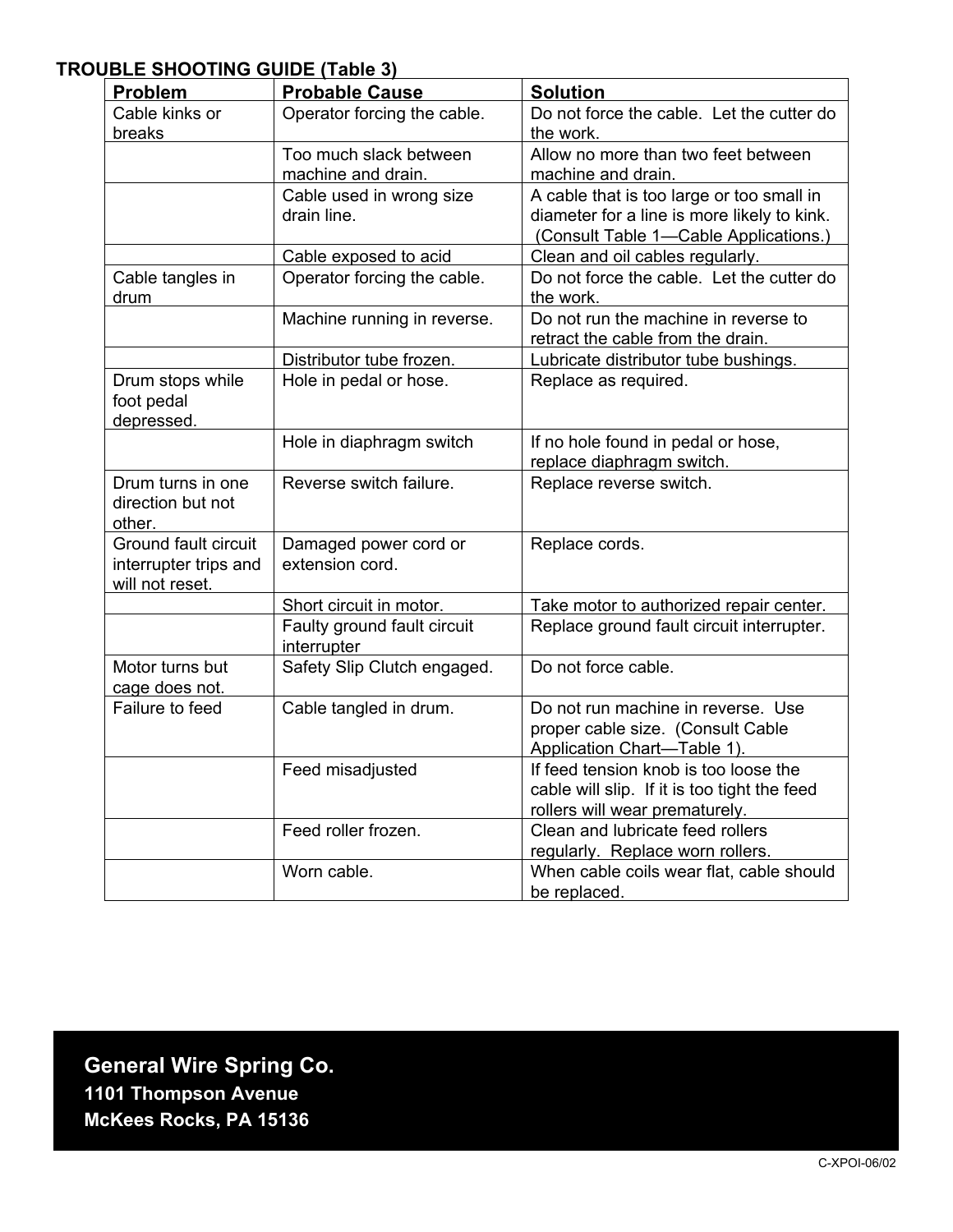## TROUBLE SHOOTING GUIDE (Table 3)

| Problem | Probable Cause | Solution |
|---|---|---|
| Cable kinks or breaks | Operator forcing the cable. | Do not force the cable. Let the cutter do the work. |
| | Too much slack between machine and drain. | Allow no more than two feet between machine and drain. |
| | Cable used in wrong size drain line. | A cable that is too large or too small in diameter for a line is more likely to kink. (Consult Table 1—Cable Applications.) |
| | Cable exposed to acid | Clean and oil cables regularly. |
| Cable tangles in drum | Operator forcing the cable. | Do not force the cable. Let the cutter do the work. |
| | Machine running in reverse. | Do not run the machine in reverse to retract the cable from the drain. |
| | Distributor tube frozen. | Lubricate distributor tube bushings. |
| Drum stops while foot pedal depressed. | Hole in pedal or hose. | Replace as required. |
| | Hole in diaphragm switch | If no hole found in pedal or hose, replace diaphragm switch. |
| Drum turns in one direction but not other. | Reverse switch failure. | Replace reverse switch. |
| Ground fault circuit interrupter trips and will not reset. | Damaged power cord or extension cord. | Replace cords. |
| | Short circuit in motor. | Take motor to authorized repair center. |
| | Faulty ground fault circuit interrupter | Replace ground fault circuit interrupter. |
| Motor turns but cage does not. | Safety Slip Clutch engaged. | Do not force cable. |
| Failure to feed | Cable tangled in drum. | Do not run machine in reverse. Use proper cable size. (Consult Cable Application Chart—Table 1). |
| | Feed misadjusted | If feed tension knob is too loose the cable will slip. If it is too tight the feed rollers will wear prematurely. |
| | Feed roller frozen. | Clean and lubricate feed rollers regularly. Replace worn rollers. |
| | Worn cable. | When cable coils wear flat, cable should be replaced. |

**General Wire Spring Co.**

**1101 Thompson Avenue**

**McKees Rocks, PA 15136**

C-XPOI-06/02